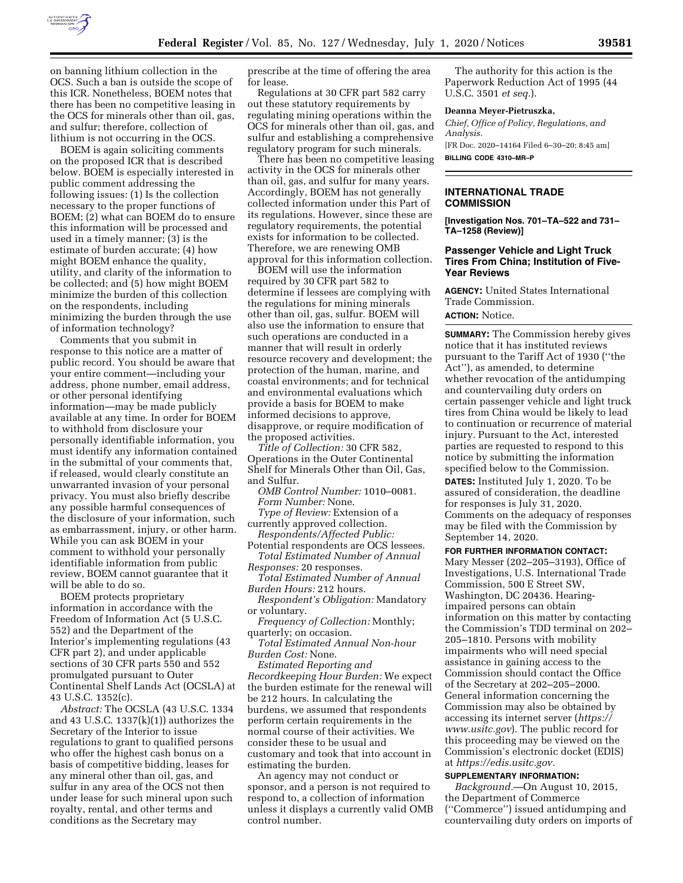on banning lithium collection in the OCS. Such a ban is outside the scope of this ICR. Nonetheless, BOEM notes that there has been no competitive leasing in the OCS for minerals other than oil, gas, and sulfur; therefore, collection of lithium is not occurring in the OCS.

BOEM is again soliciting comments on the proposed ICR that is described below. BOEM is especially interested in public comment addressing the following issues: (1) Is the collection necessary to the proper functions of BOEM; (2) what can BOEM do to ensure this information will be processed and used in a timely manner; (3) is the estimate of burden accurate; (4) how might BOEM enhance the quality, utility, and clarity of the information to be collected; and (5) how might BOEM minimize the burden of this collection on the respondents, including minimizing the burden through the use of information technology?

Comments that you submit in response to this notice are a matter of public record. You should be aware that your entire comment—including your address, phone number, email address, or other personal identifying information—may be made publicly available at any time. In order for BOEM to withhold from disclosure your personally identifiable information, you must identify any information contained in the submittal of your comments that, if released, would clearly constitute an unwarranted invasion of your personal privacy. You must also briefly describe any possible harmful consequences of the disclosure of your information, such as embarrassment, injury, or other harm. While you can ask BOEM in your comment to withhold your personally identifiable information from public review, BOEM cannot guarantee that it will be able to do so.

BOEM protects proprietary information in accordance with the Freedom of Information Act (5 U.S.C. 552) and the Department of the Interior's implementing regulations (43 CFR part 2), and under applicable sections of 30 CFR parts 550 and 552 promulgated pursuant to Outer Continental Shelf Lands Act (OCSLA) at 43 U.S.C. 1352(c).

*Abstract:* The OCSLA (43 U.S.C. 1334 and 43 U.S.C. 1337(k)(1)) authorizes the Secretary of the Interior to issue regulations to grant to qualified persons who offer the highest cash bonus on a basis of competitive bidding, leases for any mineral other than oil, gas, and sulfur in any area of the OCS not then under lease for such mineral upon such royalty, rental, and other terms and conditions as the Secretary may prescribe at the time of offering the area for lease.

Regulations at 30 CFR part 582 carry out these statutory requirements by regulating mining operations within the OCS for minerals other than oil, gas, and sulfur and establishing a comprehensive regulatory program for such minerals.

There has been no competitive leasing activity in the OCS for minerals other than oil, gas, and sulfur for many years. Accordingly, BOEM has not generally collected information under this Part of its regulations. However, since these are regulatory requirements, the potential exists for information to be collected. Therefore, we are renewing OMB approval for this information collection.

BOEM will use the information required by 30 CFR part 582 to determine if lessees are complying with the regulations for mining minerals other than oil, gas, sulfur. BOEM will also use the information to ensure that such operations are conducted in a manner that will result in orderly resource recovery and development; the protection of the human, marine, and coastal environments; and for technical and environmental evaluations which provide a basis for BOEM to make informed decisions to approve, disapprove, or require modification of the proposed activities.

*Title of Collection:* 30 CFR 582, Operations in the Outer Continental Shelf for Minerals Other than Oil, Gas, and Sulfur.

*OMB Control Number:* 1010–0081.

*Form Number:* None.

*Type of Review:* Extension of a currently approved collection.

*Respondents/Affected Public:* Potential respondents are OCS lessees.

*Total Estimated Number of Annual Responses:* 20 responses.

*Total Estimated Number of Annual Burden Hours:* 212 hours.

*Respondent's Obligation:* Mandatory or voluntary.

*Frequency of Collection:* Monthly; quarterly; on occasion.

*Total Estimated Annual Non-hour Burden Cost:* None.

*Estimated Reporting and Recordkeeping Hour Burden:* We expect the burden estimate for the renewal will be 212 hours. In calculating the burdens, we assumed that respondents perform certain requirements in the normal course of their activities. We consider these to be usual and customary and took that into account in estimating the burden.

An agency may not conduct or sponsor, and a person is not required to respond to, a collection of information unless it displays a currently valid OMB control number.

The authority for this action is the Paperwork Reduction Act of 1995 (44 U.S.C. 3501 *et seq.*).

**Deanna Meyer-Pietruszka,**

*Chief, Office of Policy, Regulations, and Analysis.*

[FR Doc. 2020–14164 Filed 6–30–20; 8:45 am]

**BILLING CODE 4310–MR–P**

## INTERNATIONAL TRADE COMMISSION

**[Investigation Nos. 701–TA–522 and 731–TA–1258 (Review)]**

### Passenger Vehicle and Light Truck Tires From China; Institution of Five-Year Reviews

**AGENCY:** United States International Trade Commission.

**ACTION:** Notice.

**SUMMARY:** The Commission hereby gives notice that it has instituted reviews pursuant to the Tariff Act of 1930 ("the Act"), as amended, to determine whether revocation of the antidumping and countervailing duty orders on certain passenger vehicle and light truck tires from China would be likely to lead to continuation or recurrence of material injury. Pursuant to the Act, interested parties are requested to respond to this notice by submitting the information specified below to the Commission.

**DATES:** Instituted July 1, 2020. To be assured of consideration, the deadline for responses is July 31, 2020. Comments on the adequacy of responses may be filed with the Commission by September 14, 2020.

**FOR FURTHER INFORMATION CONTACT:** Mary Messer (202–205–3193), Office of Investigations, U.S. International Trade Commission, 500 E Street SW, Washington, DC 20436. Hearing-impaired persons can obtain information on this matter by contacting the Commission's TDD terminal on 202–205–1810. Persons with mobility impairments who will need special assistance in gaining access to the Commission should contact the Office of the Secretary at 202–205–2000. General information concerning the Commission may also be obtained by accessing its internet server (*https://www.usitc.gov*). The public record for this proceeding may be viewed on the Commission's electronic docket (EDIS) at *https://edis.usitc.gov.*

**SUPPLEMENTARY INFORMATION:**

*Background.*—On August 10, 2015, the Department of Commerce ("Commerce") issued antidumping and countervailing duty orders on imports of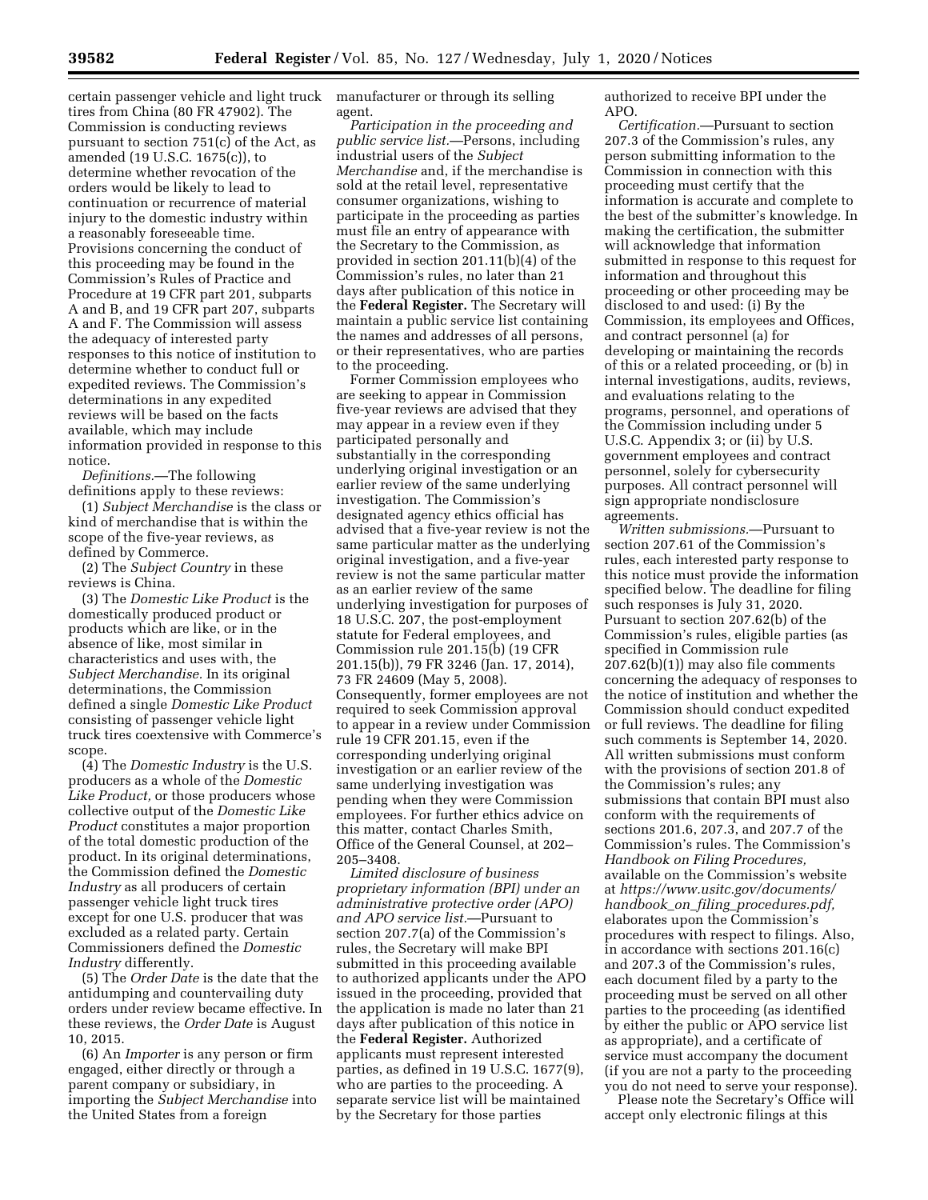certain passenger vehicle and light truck tires from China (80 FR 47902). The Commission is conducting reviews pursuant to section 751(c) of the Act, as amended (19 U.S.C. 1675(c)), to determine whether revocation of the orders would be likely to lead to continuation or recurrence of material injury to the domestic industry within a reasonably foreseeable time. Provisions concerning the conduct of this proceeding may be found in the Commission's Rules of Practice and Procedure at 19 CFR part 201, subparts A and B, and 19 CFR part 207, subparts A and F. The Commission will assess the adequacy of interested party responses to this notice of institution to determine whether to conduct full or expedited reviews. The Commission's determinations in any expedited reviews will be based on the facts available, which may include information provided in response to this notice.

*Definitions.*—The following definitions apply to these reviews:

(1) *Subject Merchandise* is the class or kind of merchandise that is within the scope of the five-year reviews, as defined by Commerce.

(2) The *Subject Country* in these reviews is China.

(3) The *Domestic Like Product* is the domestically produced product or products which are like, or in the absence of like, most similar in characteristics and uses with, the *Subject Merchandise.* In its original determinations, the Commission defined a single *Domestic Like Product* consisting of passenger vehicle light truck tires coextensive with Commerce's scope.

(4) The *Domestic Industry* is the U.S. producers as a whole of the *Domestic Like Product,* or those producers whose collective output of the *Domestic Like Product* constitutes a major proportion of the total domestic production of the product. In its original determinations, the Commission defined the *Domestic Industry* as all producers of certain passenger vehicle light truck tires except for one U.S. producer that was excluded as a related party. Certain Commissioners defined the *Domestic Industry* differently.

(5) The *Order Date* is the date that the antidumping and countervailing duty orders under review became effective. In these reviews, the *Order Date* is August 10, 2015.

(6) An *Importer* is any person or firm engaged, either directly or through a parent company or subsidiary, in importing the *Subject Merchandise* into the United States from a foreign manufacturer or through its selling agent.

*Participation in the proceeding and public service list.*—Persons, including industrial users of the *Subject Merchandise* and, if the merchandise is sold at the retail level, representative consumer organizations, wishing to participate in the proceeding as parties must file an entry of appearance with the Secretary to the Commission, as provided in section 201.11(b)(4) of the Commission's rules, no later than 21 days after publication of this notice in the **Federal Register.** The Secretary will maintain a public service list containing the names and addresses of all persons, or their representatives, who are parties to the proceeding.

Former Commission employees who are seeking to appear in Commission five-year reviews are advised that they may appear in a review even if they participated personally and substantially in the corresponding underlying original investigation or an earlier review of the same underlying investigation. The Commission's designated agency ethics official has advised that a five-year review is not the same particular matter as the underlying original investigation, and a five-year review is not the same particular matter as an earlier review of the same underlying investigation for purposes of 18 U.S.C. 207, the post-employment statute for Federal employees, and Commission rule 201.15(b) (19 CFR 201.15(b)), 79 FR 3246 (Jan. 17, 2014), 73 FR 24609 (May 5, 2008). Consequently, former employees are not required to seek Commission approval to appear in a review under Commission rule 19 CFR 201.15, even if the corresponding underlying original investigation or an earlier review of the same underlying investigation was pending when they were Commission employees. For further ethics advice on this matter, contact Charles Smith, Office of the General Counsel, at 202–205–3408.

*Limited disclosure of business proprietary information (BPI) under an administrative protective order (APO) and APO service list.*—Pursuant to section 207.7(a) of the Commission's rules, the Secretary will make BPI submitted in this proceeding available to authorized applicants under the APO issued in the proceeding, provided that the application is made no later than 21 days after publication of this notice in the **Federal Register.** Authorized applicants must represent interested parties, as defined in 19 U.S.C. 1677(9), who are parties to the proceeding. A separate service list will be maintained by the Secretary for those parties authorized to receive BPI under the APO.

*Certification.*—Pursuant to section 207.3 of the Commission's rules, any person submitting information to the Commission in connection with this proceeding must certify that the information is accurate and complete to the best of the submitter's knowledge. In making the certification, the submitter will acknowledge that information submitted in response to this request for information and throughout this proceeding or other proceeding may be disclosed to and used: (i) By the Commission, its employees and Offices, and contract personnel (a) for developing or maintaining the records of this or a related proceeding, or (b) in internal investigations, audits, reviews, and evaluations relating to the programs, personnel, and operations of the Commission including under 5 U.S.C. Appendix 3; or (ii) by U.S. government employees and contract personnel, solely for cybersecurity purposes. All contract personnel will sign appropriate nondisclosure agreements.

*Written submissions.*—Pursuant to section 207.61 of the Commission's rules, each interested party response to this notice must provide the information specified below. The deadline for filing such responses is July 31, 2020. Pursuant to section 207.62(b) of the Commission's rules, eligible parties (as specified in Commission rule 207.62(b)(1)) may also file comments concerning the adequacy of responses to the notice of institution and whether the Commission should conduct expedited or full reviews. The deadline for filing such comments is September 14, 2020. All written submissions must conform with the provisions of section 201.8 of the Commission's rules; any submissions that contain BPI must also conform with the requirements of sections 201.6, 207.3, and 207.7 of the Commission's rules. The Commission's *Handbook on Filing Procedures,* available on the Commission's website at *https://www.usitc.gov/documents/handbook_on_filing_procedures.pdf,* elaborates upon the Commission's procedures with respect to filings. Also, in accordance with sections 201.16(c) and 207.3 of the Commission's rules, each document filed by a party to the proceeding must be served on all other parties to the proceeding (as identified by either the public or APO service list as appropriate), and a certificate of service must accompany the document (if you are not a party to the proceeding you do not need to serve your response).

Please note the Secretary's Office will accept only electronic filings at this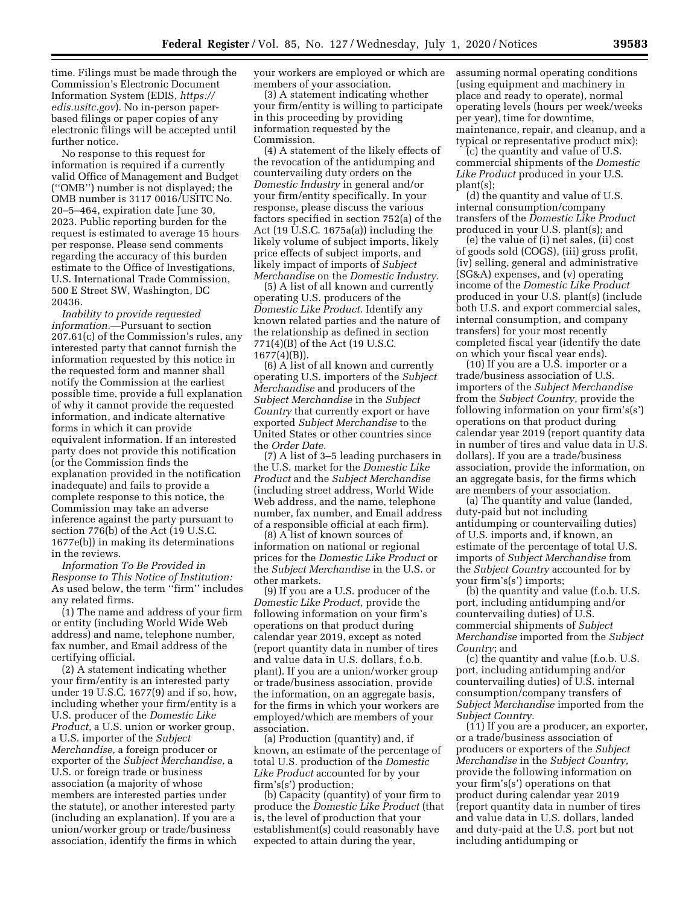time. Filings must be made through the Commission's Electronic Document Information System (EDIS, *https://edis.usitc.gov*). No in-person paper-based filings or paper copies of any electronic filings will be accepted until further notice.

No response to this request for information is required if a currently valid Office of Management and Budget (''OMB'') number is not displayed; the OMB number is 3117 0016/USITC No. 20–5–464, expiration date June 30, 2023. Public reporting burden for the request is estimated to average 15 hours per response. Please send comments regarding the accuracy of this burden estimate to the Office of Investigations, U.S. International Trade Commission, 500 E Street SW, Washington, DC 20436.

*Inability to provide requested information.*—Pursuant to section 207.61(c) of the Commission's rules, any interested party that cannot furnish the information requested by this notice in the requested form and manner shall notify the Commission at the earliest possible time, provide a full explanation of why it cannot provide the requested information, and indicate alternative forms in which it can provide equivalent information. If an interested party does not provide this notification (or the Commission finds the explanation provided in the notification inadequate) and fails to provide a complete response to this notice, the Commission may take an adverse inference against the party pursuant to section 776(b) of the Act (19 U.S.C. 1677e(b)) in making its determinations in the reviews.

*Information To Be Provided in Response to This Notice of Institution:* As used below, the term ''firm'' includes any related firms.

(1) The name and address of your firm or entity (including World Wide Web address) and name, telephone number, fax number, and Email address of the certifying official.

(2) A statement indicating whether your firm/entity is an interested party under 19 U.S.C. 1677(9) and if so, how, including whether your firm/entity is a U.S. producer of the *Domestic Like Product,* a U.S. union or worker group, a U.S. importer of the *Subject Merchandise,* a foreign producer or exporter of the *Subject Merchandise,* a U.S. or foreign trade or business association (a majority of whose members are interested parties under the statute), or another interested party (including an explanation). If you are a union/worker group or trade/business association, identify the firms in which your workers are employed or which are members of your association.

(3) A statement indicating whether your firm/entity is willing to participate in this proceeding by providing information requested by the Commission.

(4) A statement of the likely effects of the revocation of the antidumping and countervailing duty orders on the *Domestic Industry* in general and/or your firm/entity specifically. In your response, please discuss the various factors specified in section 752(a) of the Act (19 U.S.C. 1675a(a)) including the likely volume of subject imports, likely price effects of subject imports, and likely impact of imports of *Subject Merchandise* on the *Domestic Industry.*

(5) A list of all known and currently operating U.S. producers of the *Domestic Like Product.* Identify any known related parties and the nature of the relationship as defined in section 771(4)(B) of the Act (19 U.S.C. 1677(4)(B)).

(6) A list of all known and currently operating U.S. importers of the *Subject Merchandise* and producers of the *Subject Merchandise* in the *Subject Country* that currently export or have exported *Subject Merchandise* to the United States or other countries since the *Order Date.*

(7) A list of 3–5 leading purchasers in the U.S. market for the *Domestic Like Product* and the *Subject Merchandise* (including street address, World Wide Web address, and the name, telephone number, fax number, and Email address of a responsible official at each firm).

(8) A list of known sources of information on national or regional prices for the *Domestic Like Product* or the *Subject Merchandise* in the U.S. or other markets.

(9) If you are a U.S. producer of the *Domestic Like Product,* provide the following information on your firm's operations on that product during calendar year 2019, except as noted (report quantity data in number of tires and value data in U.S. dollars, f.o.b. plant). If you are a union/worker group or trade/business association, provide the information, on an aggregate basis, for the firms in which your workers are employed/which are members of your association.

(a) Production (quantity) and, if known, an estimate of the percentage of total U.S. production of the *Domestic Like Product* accounted for by your firm's(s') production;

(b) Capacity (quantity) of your firm to produce the *Domestic Like Product* (that is, the level of production that your establishment(s) could reasonably have expected to attain during the year, assuming normal operating conditions (using equipment and machinery in place and ready to operate), normal operating levels (hours per week/weeks per year), time for downtime, maintenance, repair, and cleanup, and a typical or representative product mix);

(c) the quantity and value of U.S. commercial shipments of the *Domestic Like Product* produced in your U.S. plant(s);

(d) the quantity and value of U.S. internal consumption/company transfers of the *Domestic Like Product* produced in your U.S. plant(s); and

(e) the value of (i) net sales, (ii) cost of goods sold (COGS), (iii) gross profit, (iv) selling, general and administrative (SG&A) expenses, and (v) operating income of the *Domestic Like Product* produced in your U.S. plant(s) (include both U.S. and export commercial sales, internal consumption, and company transfers) for your most recently completed fiscal year (identify the date on which your fiscal year ends).

(10) If you are a U.S. importer or a trade/business association of U.S. importers of the *Subject Merchandise* from the *Subject Country,* provide the following information on your firm's(s') operations on that product during calendar year 2019 (report quantity data in number of tires and value data in U.S. dollars). If you are a trade/business association, provide the information, on an aggregate basis, for the firms which are members of your association.

(a) The quantity and value (landed, duty-paid but not including antidumping or countervailing duties) of U.S. imports and, if known, an estimate of the percentage of total U.S. imports of *Subject Merchandise* from the *Subject Country* accounted for by your firm's(s') imports;

(b) the quantity and value (f.o.b. U.S. port, including antidumping and/or countervailing duties) of U.S. commercial shipments of *Subject Merchandise* imported from the *Subject Country*; and

(c) the quantity and value (f.o.b. U.S. port, including antidumping and/or countervailing duties) of U.S. internal consumption/company transfers of *Subject Merchandise* imported from the *Subject Country.*

(11) If you are a producer, an exporter, or a trade/business association of producers or exporters of the *Subject Merchandise* in the *Subject Country,* provide the following information on your firm's(s') operations on that product during calendar year 2019 (report quantity data in number of tires and value data in U.S. dollars, landed and duty-paid at the U.S. port but not including antidumping or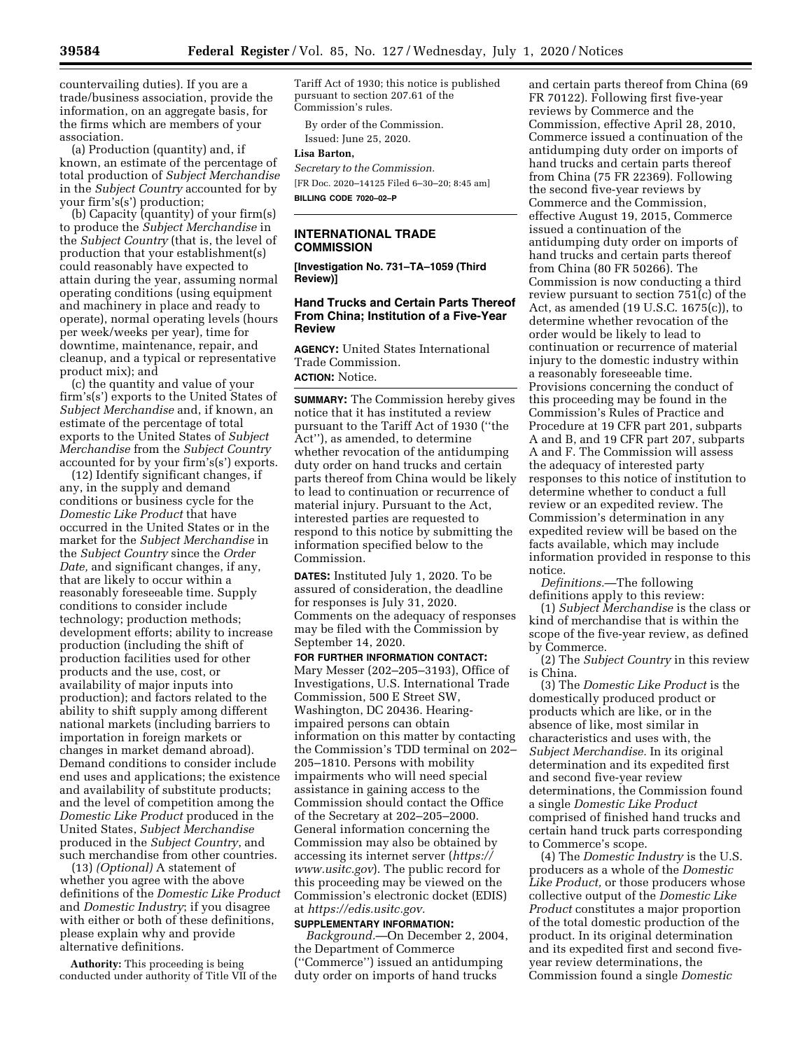countervailing duties). If you are a trade/business association, provide the information, on an aggregate basis, for the firms which are members of your association.

(a) Production (quantity) and, if known, an estimate of the percentage of total production of *Subject Merchandise* in the *Subject Country* accounted for by your firm's(s') production;

(b) Capacity (quantity) of your firm(s) to produce the *Subject Merchandise* in the *Subject Country* (that is, the level of production that your establishment(s) could reasonably have expected to attain during the year, assuming normal operating conditions (using equipment and machinery in place and ready to operate), normal operating levels (hours per week/weeks per year), time for downtime, maintenance, repair, and cleanup, and a typical or representative product mix); and

(c) the quantity and value of your firm's(s') exports to the United States of *Subject Merchandise* and, if known, an estimate of the percentage of total exports to the United States of *Subject Merchandise* from the *Subject Country* accounted for by your firm's(s') exports.

(12) Identify significant changes, if any, in the supply and demand conditions or business cycle for the *Domestic Like Product* that have occurred in the United States or in the market for the *Subject Merchandise* in the *Subject Country* since the *Order Date,* and significant changes, if any, that are likely to occur within a reasonably foreseeable time. Supply conditions to consider include technology; production methods; development efforts; ability to increase production (including the shift of production facilities used for other products and the use, cost, or availability of major inputs into production); and factors related to the ability to shift supply among different national markets (including barriers to importation in foreign markets or changes in market demand abroad). Demand conditions to consider include end uses and applications; the existence and availability of substitute products; and the level of competition among the *Domestic Like Product* produced in the United States, *Subject Merchandise* produced in the *Subject Country*, and such merchandise from other countries.

(13) *(Optional)* A statement of whether you agree with the above definitions of the *Domestic Like Product* and *Domestic Industry*; if you disagree with either or both of these definitions, please explain why and provide alternative definitions.

**Authority:** This proceeding is being conducted under authority of Title VII of the Tariff Act of 1930; this notice is published pursuant to section 207.61 of the Commission's rules.

By order of the Commission.

Issued: June 25, 2020.

**Lisa Barton,**

*Secretary to the Commission.*

[FR Doc. 2020–14125 Filed 6–30–20; 8:45 am]

**BILLING CODE 7020–02–P**

---

## INTERNATIONAL TRADE COMMISSION

**[Investigation No. 731–TA–1059 (Third Review)]**

## Hand Trucks and Certain Parts Thereof From China; Institution of a Five-Year Review

**AGENCY:** United States International Trade Commission.

**ACTION:** Notice.

**SUMMARY:** The Commission hereby gives notice that it has instituted a review pursuant to the Tariff Act of 1930 (''the Act''), as amended, to determine whether revocation of the antidumping duty order on hand trucks and certain parts thereof from China would be likely to lead to continuation or recurrence of material injury. Pursuant to the Act, interested parties are requested to respond to this notice by submitting the information specified below to the Commission.

**DATES:** Instituted July 1, 2020. To be assured of consideration, the deadline for responses is July 31, 2020. Comments on the adequacy of responses may be filed with the Commission by September 14, 2020.

**FOR FURTHER INFORMATION CONTACT:** Mary Messer (202–205–3193), Office of Investigations, U.S. International Trade Commission, 500 E Street SW, Washington, DC 20436. Hearing-impaired persons can obtain information on this matter by contacting the Commission's TDD terminal on 202–205–1810. Persons with mobility impairments who will need special assistance in gaining access to the Commission should contact the Office of the Secretary at 202–205–2000. General information concerning the Commission may also be obtained by accessing its internet server (*https://www.usitc.gov*). The public record for this proceeding may be viewed on the Commission's electronic docket (EDIS) at *https://edis.usitc.gov.*

**SUPPLEMENTARY INFORMATION:**

*Background.*—On December 2, 2004, the Department of Commerce (''Commerce'') issued an antidumping duty order on imports of hand trucks and certain parts thereof from China (69 FR 70122). Following first five-year reviews by Commerce and the Commission, effective April 28, 2010, Commerce issued a continuation of the antidumping duty order on imports of hand trucks and certain parts thereof from China (75 FR 22369). Following the second five-year reviews by Commerce and the Commission, effective August 19, 2015, Commerce issued a continuation of the antidumping duty order on imports of hand trucks and certain parts thereof from China (80 FR 50266). The Commission is now conducting a third review pursuant to section 751(c) of the Act, as amended (19 U.S.C. 1675(c)), to determine whether revocation of the order would be likely to lead to continuation or recurrence of material injury to the domestic industry within a reasonably foreseeable time. Provisions concerning the conduct of this proceeding may be found in the Commission's Rules of Practice and Procedure at 19 CFR part 201, subparts A and B, and 19 CFR part 207, subparts A and F. The Commission will assess the adequacy of interested party responses to this notice of institution to determine whether to conduct a full review or an expedited review. The Commission's determination in any expedited review will be based on the facts available, which may include information provided in response to this notice.

*Definitions.*—The following definitions apply to this review:

(1) *Subject Merchandise* is the class or kind of merchandise that is within the scope of the five-year review, as defined by Commerce.

(2) The *Subject Country* in this review is China.

(3) The *Domestic Like Product* is the domestically produced product or products which are like, or in the absence of like, most similar in characteristics and uses with, the *Subject Merchandise.* In its original determination and its expedited first and second five-year review determinations, the Commission found a single *Domestic Like Product* comprised of finished hand trucks and certain hand truck parts corresponding to Commerce's scope.

(4) The *Domestic Industry* is the U.S. producers as a whole of the *Domestic Like Product,* or those producers whose collective output of the *Domestic Like Product* constitutes a major proportion of the total domestic production of the product. In its original determination and its expedited first and second five-year review determinations, the Commission found a single *Domestic*